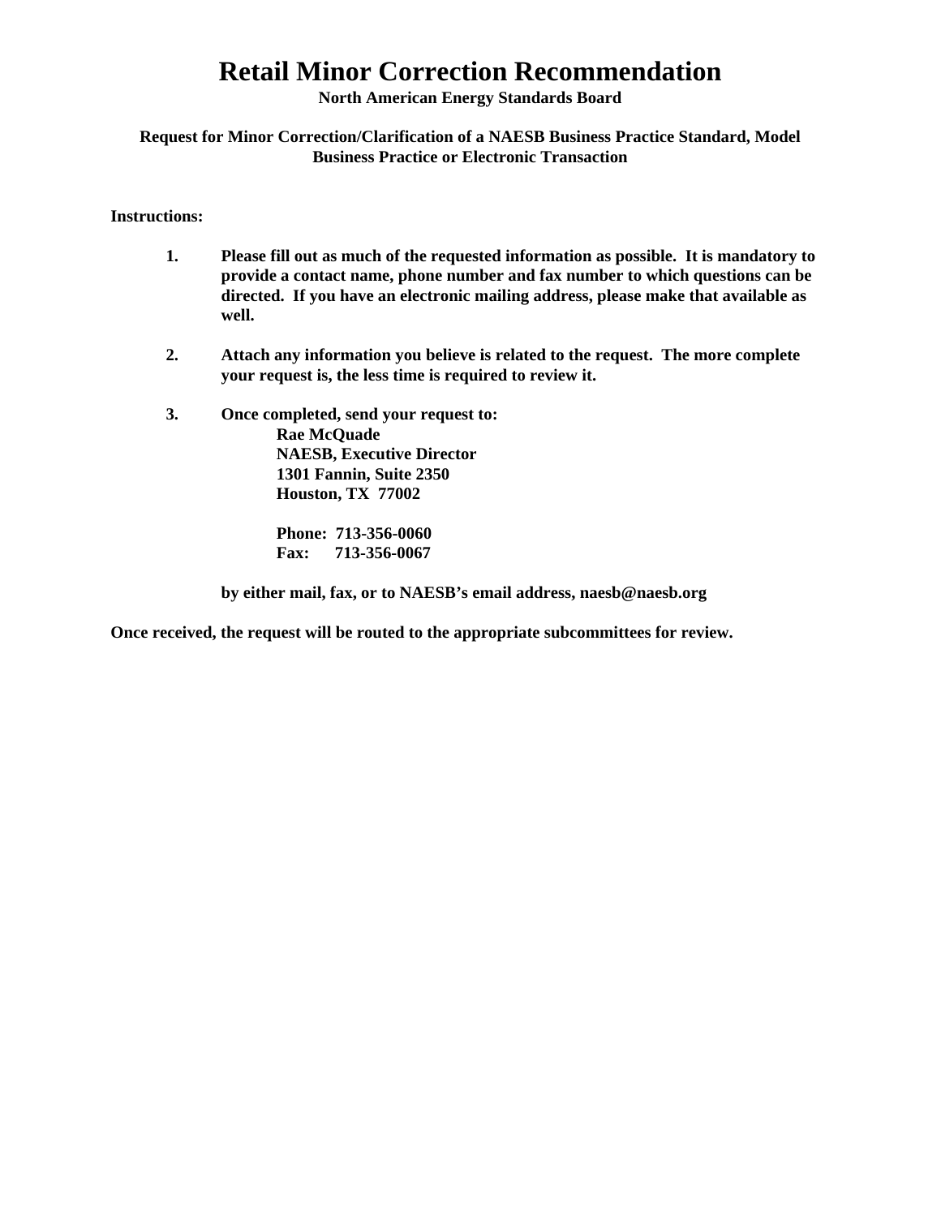# Retail Minor Correction Recommendation

**North American Energy Standards Board**

**Request for Minor Correction/Clarification of a NAESB Business Practice Standard, Model Business Practice or Electronic Transaction**

**Instructions:**

1. **Please fill out as much of the requested information as possible. It is mandatory to provide a contact name, phone number and fax number to which questions can be directed. If you have an electronic mailing address, please make that available as well.**

2. **Attach any information you believe is related to the request. The more complete your request is, the less time is required to review it.**

3. **Once completed, send your request to:**

   **Rae McQuade**
   **NAESB, Executive Director**
   **1301 Fannin, Suite 2350**
   **Houston, TX 77002**

   **Phone: 713-356-0060**
   **Fax: 713-356-0067**

   **by either mail, fax, or to NAESB's email address, naesb@naesb.org**

**Once received, the request will be routed to the appropriate subcommittees for review.**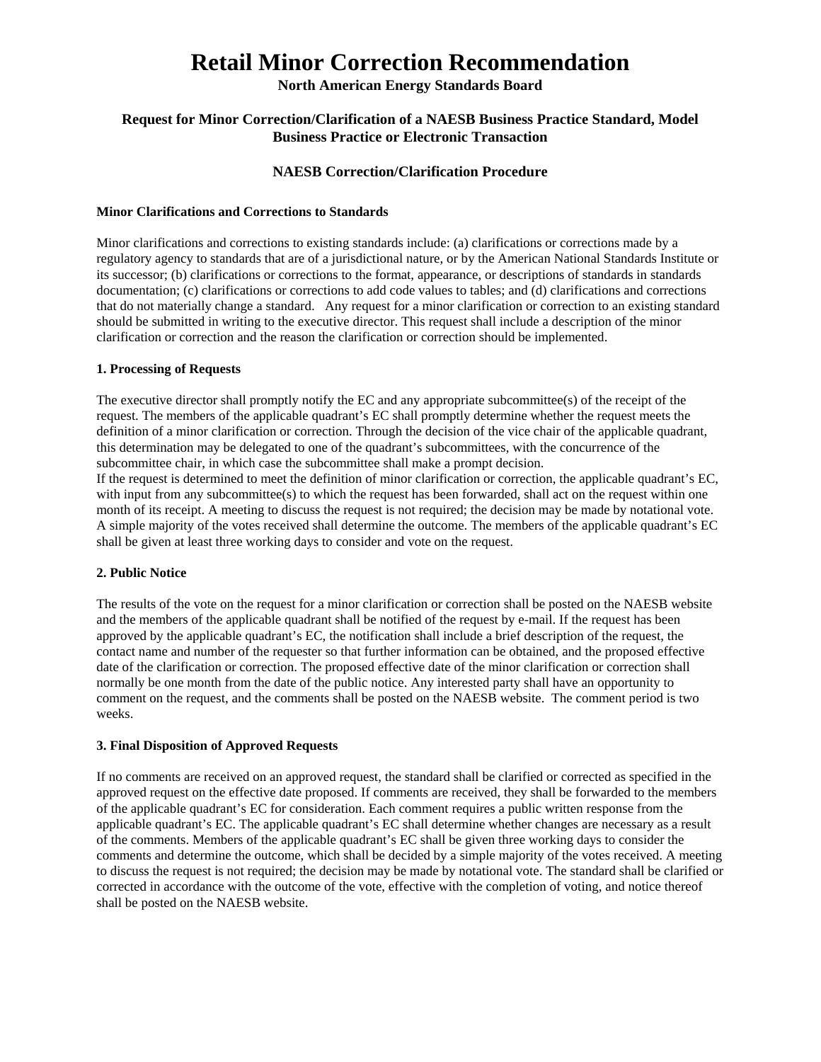# Retail Minor Correction Recommendation

**North American Energy Standards Board**

### Request for Minor Correction/Clarification of a NAESB Business Practice Standard, Model Business Practice or Electronic Transaction

### NAESB Correction/Clarification Procedure

**Minor Clarifications and Corrections to Standards**

Minor clarifications and corrections to existing standards include: (a) clarifications or corrections made by a regulatory agency to standards that are of a jurisdictional nature, or by the American National Standards Institute or its successor; (b) clarifications or corrections to the format, appearance, or descriptions of standards in standards documentation; (c) clarifications or corrections to add code values to tables; and (d) clarifications and corrections that do not materially change a standard. Any request for a minor clarification or correction to an existing standard should be submitted in writing to the executive director. This request shall include a description of the minor clarification or correction and the reason the clarification or correction should be implemented.

**1. Processing of Requests**

The executive director shall promptly notify the EC and any appropriate subcommittee(s) of the receipt of the request. The members of the applicable quadrant's EC shall promptly determine whether the request meets the definition of a minor clarification or correction. Through the decision of the vice chair of the applicable quadrant, this determination may be delegated to one of the quadrant's subcommittees, with the concurrence of the subcommittee chair, in which case the subcommittee shall make a prompt decision.

If the request is determined to meet the definition of minor clarification or correction, the applicable quadrant's EC, with input from any subcommittee(s) to which the request has been forwarded, shall act on the request within one month of its receipt. A meeting to discuss the request is not required; the decision may be made by notational vote. A simple majority of the votes received shall determine the outcome. The members of the applicable quadrant's EC shall be given at least three working days to consider and vote on the request.

**2. Public Notice**

The results of the vote on the request for a minor clarification or correction shall be posted on the NAESB website and the members of the applicable quadrant shall be notified of the request by e-mail. If the request has been approved by the applicable quadrant's EC, the notification shall include a brief description of the request, the contact name and number of the requester so that further information can be obtained, and the proposed effective date of the clarification or correction. The proposed effective date of the minor clarification or correction shall normally be one month from the date of the public notice. Any interested party shall have an opportunity to comment on the request, and the comments shall be posted on the NAESB website. The comment period is two weeks.

**3. Final Disposition of Approved Requests**

If no comments are received on an approved request, the standard shall be clarified or corrected as specified in the approved request on the effective date proposed. If comments are received, they shall be forwarded to the members of the applicable quadrant's EC for consideration. Each comment requires a public written response from the applicable quadrant's EC. The applicable quadrant's EC shall determine whether changes are necessary as a result of the comments. Members of the applicable quadrant's EC shall be given three working days to consider the comments and determine the outcome, which shall be decided by a simple majority of the votes received. A meeting to discuss the request is not required; the decision may be made by notational vote. The standard shall be clarified or corrected in accordance with the outcome of the vote, effective with the completion of voting, and notice thereof shall be posted on the NAESB website.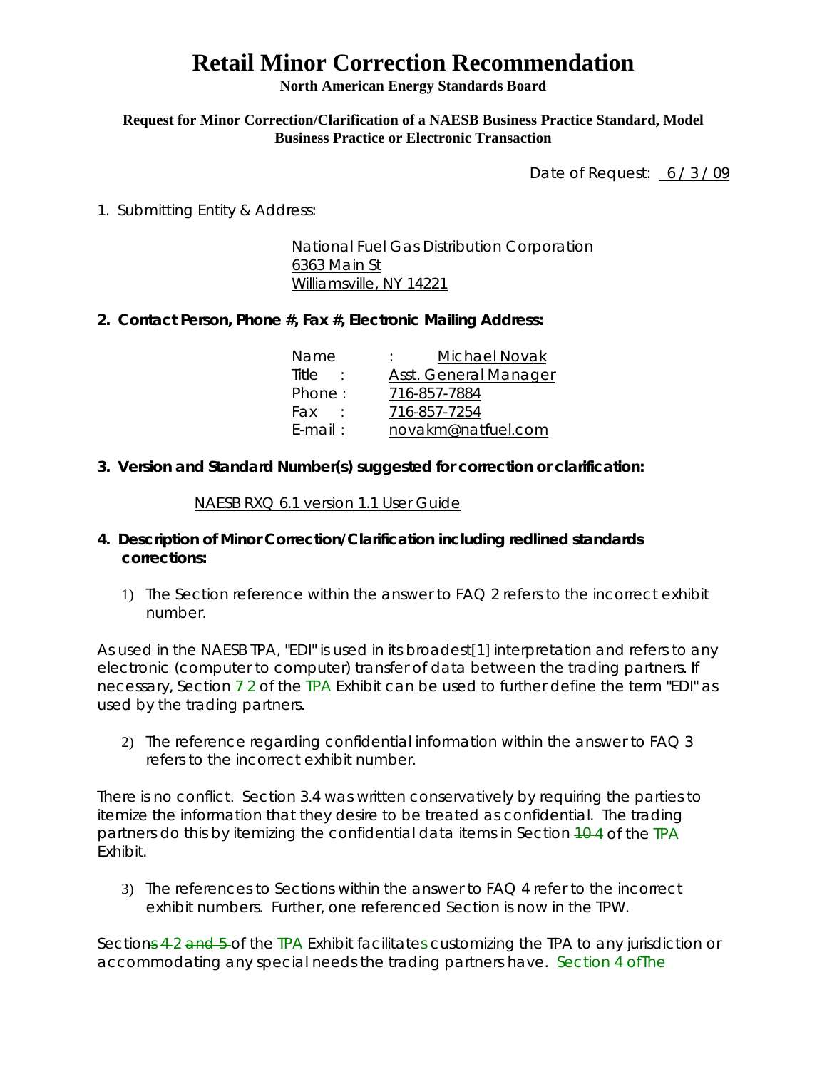# Retail Minor Correction Recommendation

**North American Energy Standards Board**

**Request for Minor Correction/Clarification of a NAESB Business Practice Standard, Model Business Practice or Electronic Transaction**

Date of Request: 6 / 3 / 09

1. Submitting Entity & Address:

   National Fuel Gas Distribution Corporation
   6363 Main St
   Williamsville, NY 14221

**2. Contact Person, Phone #, Fax #, Electronic Mailing Address:**

| | |
|---|---|
| Name : | Michael Novak |
| Title : | Asst. General Manager |
| Phone : | 716-857-7884 |
| Fax : | 716-857-7254 |
| E-mail : | novakm@natfuel.com |

**3. Version and Standard Number(s) suggested for correction or clarification:**

NAESB RXQ 6.1 version 1.1 User Guide

**4. Description of Minor Correction/Clarification including redlined standards corrections:**

1) The Section reference within the answer to FAQ 2 refers to the incorrect exhibit number.

As used in the NAESB TPA, "EDI" is used in its broadest[1] interpretation and refers to any electronic (computer to computer) transfer of data between the trading partners. If necessary, Section ~~7~~ 2 of the TPA Exhibit can be used to further define the term "EDI" as used by the trading partners.

2) The reference regarding confidential information within the answer to FAQ 3 refers to the incorrect exhibit number.

There is no conflict. Section 3.4 was written conservatively by requiring the parties to itemize the information that they desire to be treated as confidential. The trading partners do this by itemizing the confidential data items in Section ~~10~~ 4 of the TPA Exhibit.

3) The references to Sections within the answer to FAQ 4 refer to the incorrect exhibit numbers. Further, one referenced Section is now in the TPW.

Section~~s~~ ~~4~~ 2 ~~and 5~~ of the TPA Exhibit facilitates customizing the TPA to any jurisdiction or accommodating any special needs the trading partners have. ~~Section 4 of~~The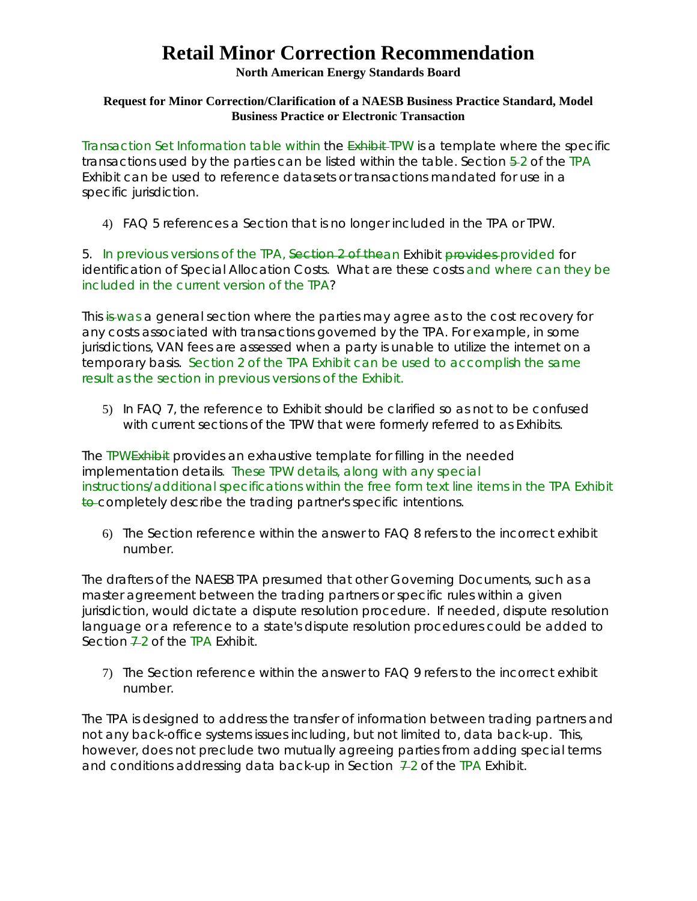# Retail Minor Correction Recommendation

**North American Energy Standards Board**

**Request for Minor Correction/Clarification of a NAESB Business Practice Standard, Model Business Practice or Electronic Transaction**

Transaction Set Information table within the ~~Exhibit~~ TPW is a template where the specific transactions used by the parties can be listed within the table. Section ~~5~~ 2 of the TPA Exhibit can be used to reference datasets or transactions mandated for use in a specific jurisdiction.

4) FAQ 5 references a Section that is no longer included in the TPA or TPW.

5. In previous versions of the TPA, ~~Section 2 of the~~an Exhibit ~~provides~~ provided for identification of Special Allocation Costs. What are these costs and where can they be included in the current version of the TPA?

This ~~is~~ was a general section where the parties may agree as to the cost recovery for any costs associated with transactions governed by the TPA. For example, in some jurisdictions, VAN fees are assessed when a party is unable to utilize the internet on a temporary basis. Section 2 of the TPA Exhibit can be used to accomplish the same result as the section in previous versions of the Exhibit.

5) In FAQ 7, the reference to Exhibit should be clarified so as not to be confused with current sections of the TPW that were formerly referred to as Exhibits.

The TPW~~Exhibit~~ provides an exhaustive template for filling in the needed implementation details. These TPW details, along with any special instructions/additional specifications within the free form text line items in the TPA Exhibit ~~to~~ completely describe the trading partner's specific intentions.

6) The Section reference within the answer to FAQ 8 refers to the incorrect exhibit number.

The drafters of the NAESB TPA presumed that other Governing Documents, such as a master agreement between the trading partners or specific rules within a given jurisdiction, would dictate a dispute resolution procedure. If needed, dispute resolution language or a reference to a state's dispute resolution procedures could be added to Section ~~7~~ 2 of the TPA Exhibit.

7) The Section reference within the answer to FAQ 9 refers to the incorrect exhibit number.

The TPA is designed to address the transfer of information between trading partners and not any back-office systems issues including, but not limited to, data back-up. This, however, does not preclude two mutually agreeing parties from adding special terms and conditions addressing data back-up in Section ~~7~~ 2 of the TPA Exhibit.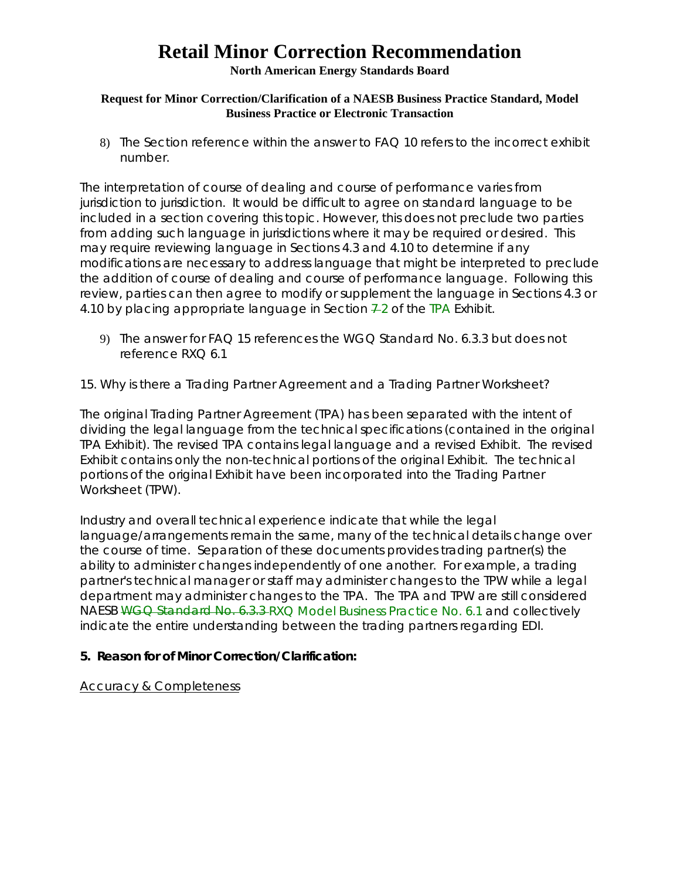# Retail Minor Correction Recommendation

**North American Energy Standards Board**

**Request for Minor Correction/Clarification of a NAESB Business Practice Standard, Model Business Practice or Electronic Transaction**

8) The Section reference within the answer to FAQ 10 refers to the incorrect exhibit number.

The interpretation of course of dealing and course of performance varies from jurisdiction to jurisdiction. It would be difficult to agree on standard language to be included in a section covering this topic. However, this does not preclude two parties from adding such language in jurisdictions where it may be required or desired. This may require reviewing language in Sections 4.3 and 4.10 to determine if any modifications are necessary to address language that might be interpreted to preclude the addition of course of dealing and course of performance language. Following this review, parties can then agree to modify or supplement the language in Sections 4.3 or 4.10 by placing appropriate language in Section ~~7~~ 2 of the TPA Exhibit.

9) The answer for FAQ 15 references the WGQ Standard No. 6.3.3 but does not reference RXQ 6.1

15. Why is there a Trading Partner Agreement and a Trading Partner Worksheet?

The original Trading Partner Agreement (TPA) has been separated with the intent of dividing the legal language from the technical specifications (contained in the original TPA Exhibit). The revised TPA contains legal language and a revised Exhibit. The revised Exhibit contains only the non-technical portions of the original Exhibit. The technical portions of the original Exhibit have been incorporated into the Trading Partner Worksheet (TPW).

Industry and overall technical experience indicate that while the legal language/arrangements remain the same, many of the technical details change over the course of time. Separation of these documents provides trading partner(s) the ability to administer changes independently of one another. For example, a trading partner's technical manager or staff may administer changes to the TPW while a legal department may administer changes to the TPA. The TPA and TPW are still considered NAESB ~~WGQ Standard No. 6.3.3~~ RXQ Model Business Practice No. 6.1 and collectively indicate the entire understanding between the trading partners regarding EDI.

**5. Reason for of Minor Correction/Clarification:**

Accuracy & Completeness